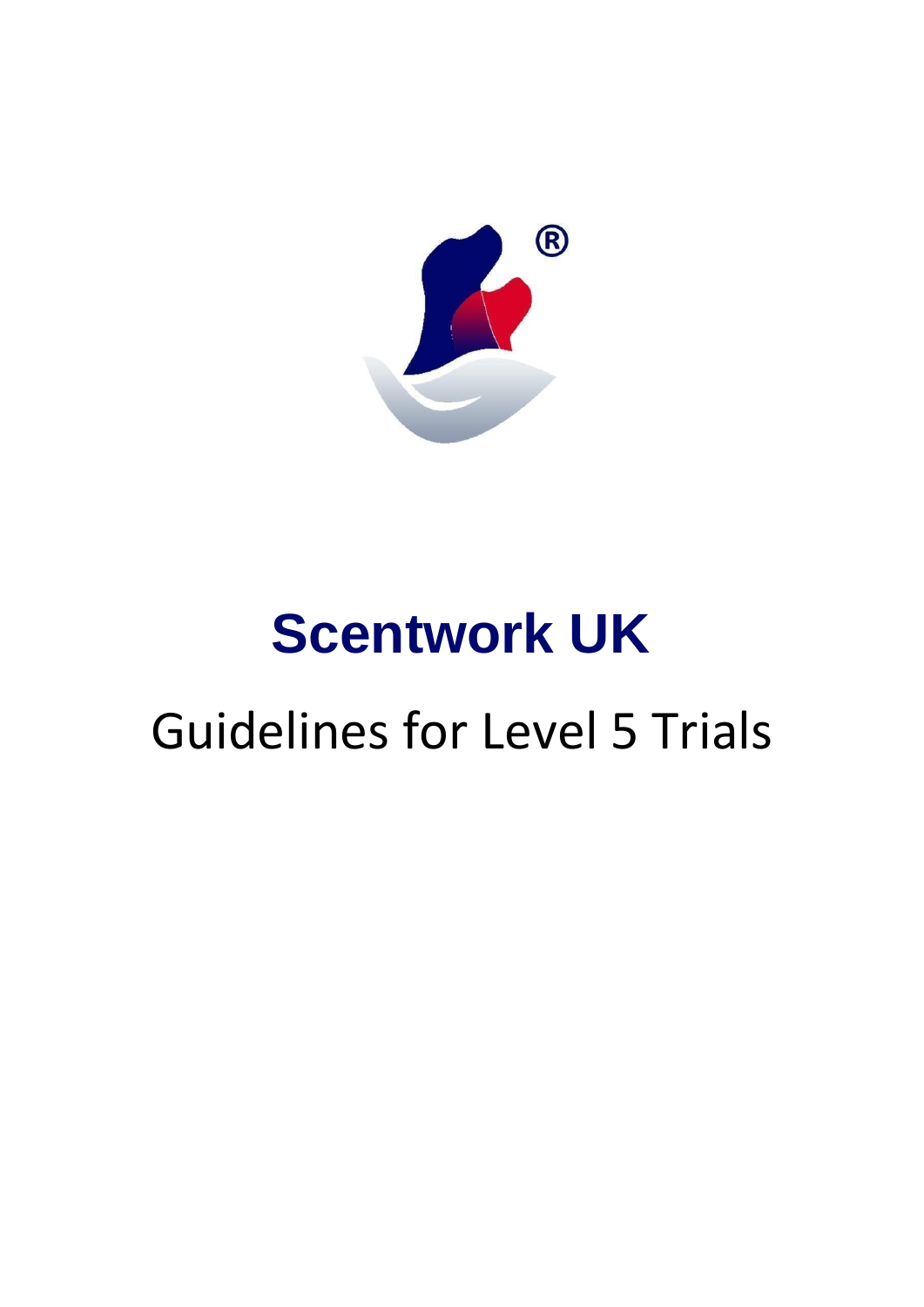# Scentwork UK

## Guidelines for Level 5 Trials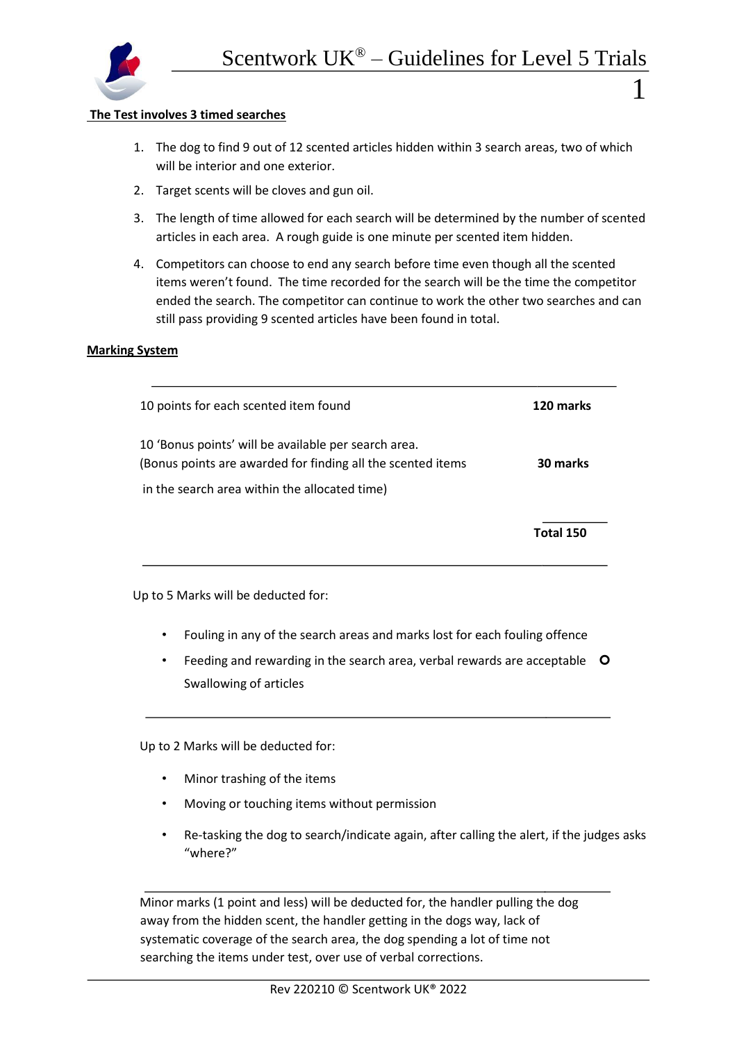**The Test involves 3 timed searches**

1. The dog to find 9 out of 12 scented articles hidden within 3 search areas, two of which will be interior and one exterior.
2. Target scents will be cloves and gun oil.
3. The length of time allowed for each search will be determined by the number of scented articles in each area. A rough guide is one minute per scented item hidden.
4. Competitors can choose to end any search before time even though all the scented items weren't found. The time recorded for the search will be the time the competitor ended the search. The competitor can continue to work the other two searches and can still pass providing 9 scented articles have been found in total.

**Marking System**

| | |
|---|---|
| 10 points for each scented item found | **120 marks** |
| 10 'Bonus points' will be available per search area. (Bonus points are awarded for finding all the scented items in the search area within the allocated time) | **30 marks** |
| | **Total 150** |

Up to 5 Marks will be deducted for:

- Fouling in any of the search areas and marks lost for each fouling offence
- Feeding and rewarding in the search area, verbal rewards are acceptable
- Swallowing of articles

Up to 2 Marks will be deducted for:

- Minor trashing of the items
- Moving or touching items without permission
- Re-tasking the dog to search/indicate again, after calling the alert, if the judges asks "where?"

Minor marks (1 point and less) will be deducted for, the handler pulling the dog away from the hidden scent, the handler getting in the dogs way, lack of systematic coverage of the search area, the dog spending a lot of time not searching the items under test, over use of verbal corrections.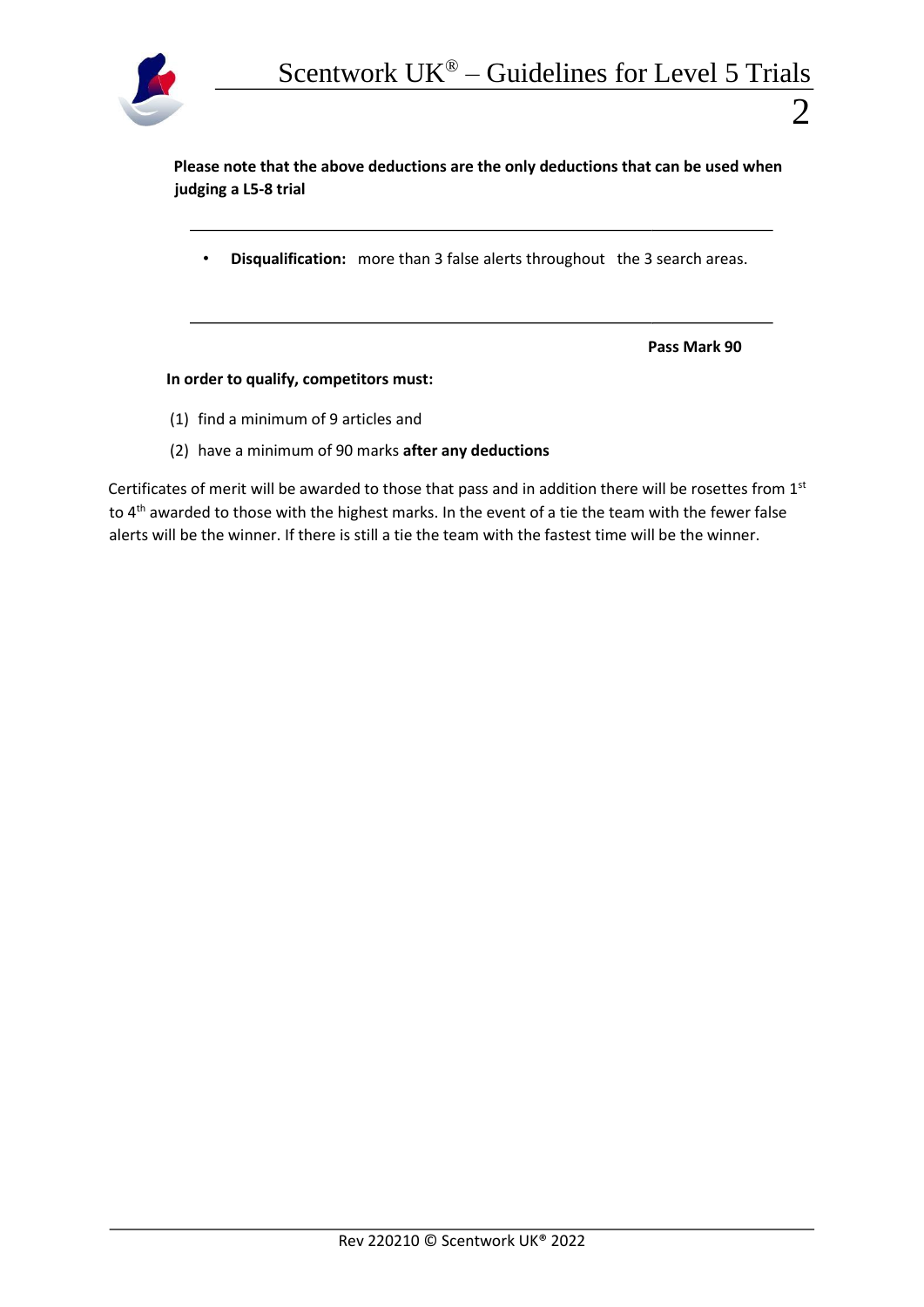**Please note that the above deductions are the only deductions that can be used when judging a L5-8 trial**

---

- **Disqualification:** more than 3 false alerts throughout the 3 search areas.

---

**Pass Mark 90**

**In order to qualify, competitors must:**

(1) find a minimum of 9 articles and

(2) have a minimum of 90 marks **after any deductions**

Certificates of merit will be awarded to those that pass and in addition there will be rosettes from 1st to 4th awarded to those with the highest marks. In the event of a tie the team with the fewer false alerts will be the winner. If there is still a tie the team with the fastest time will be the winner.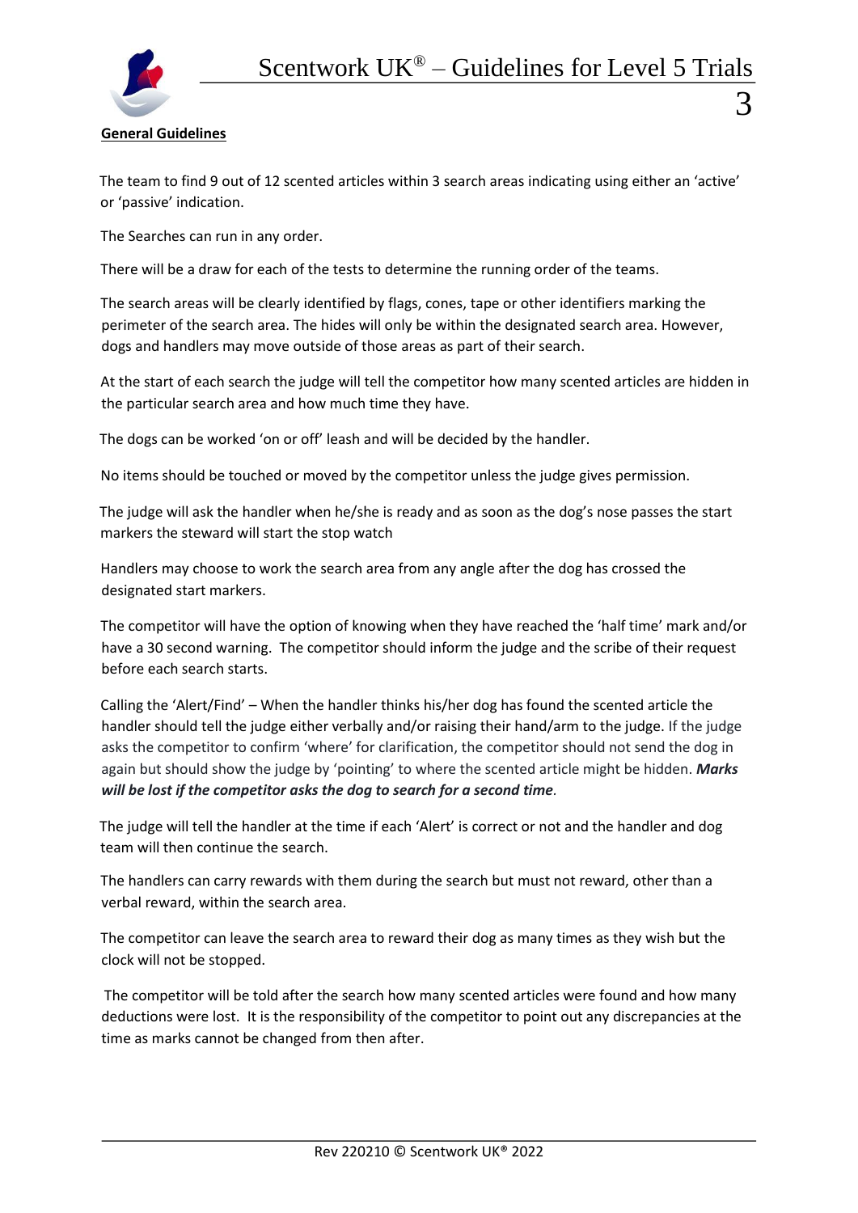**General Guidelines**

The team to find 9 out of 12 scented articles within 3 search areas indicating using either an 'active' or 'passive' indication.

The Searches can run in any order.

There will be a draw for each of the tests to determine the running order of the teams.

The search areas will be clearly identified by flags, cones, tape or other identifiers marking the perimeter of the search area. The hides will only be within the designated search area. However, dogs and handlers may move outside of those areas as part of their search.

At the start of each search the judge will tell the competitor how many scented articles are hidden in the particular search area and how much time they have.

The dogs can be worked 'on or off' leash and will be decided by the handler.

No items should be touched or moved by the competitor unless the judge gives permission.

The judge will ask the handler when he/she is ready and as soon as the dog's nose passes the start markers the steward will start the stop watch

Handlers may choose to work the search area from any angle after the dog has crossed the designated start markers.

The competitor will have the option of knowing when they have reached the 'half time' mark and/or have a 30 second warning. The competitor should inform the judge and the scribe of their request before each search starts.

Calling the 'Alert/Find' – When the handler thinks his/her dog has found the scented article the handler should tell the judge either verbally and/or raising their hand/arm to the judge. If the judge asks the competitor to confirm 'where' for clarification, the competitor should not send the dog in again but should show the judge by 'pointing' to where the scented article might be hidden. ***Marks will be lost if the competitor asks the dog to search for a second time***.

The judge will tell the handler at the time if each 'Alert' is correct or not and the handler and dog team will then continue the search.

The handlers can carry rewards with them during the search but must not reward, other than a verbal reward, within the search area.

The competitor can leave the search area to reward their dog as many times as they wish but the clock will not be stopped.

The competitor will be told after the search how many scented articles were found and how many deductions were lost. It is the responsibility of the competitor to point out any discrepancies at the time as marks cannot be changed from then after.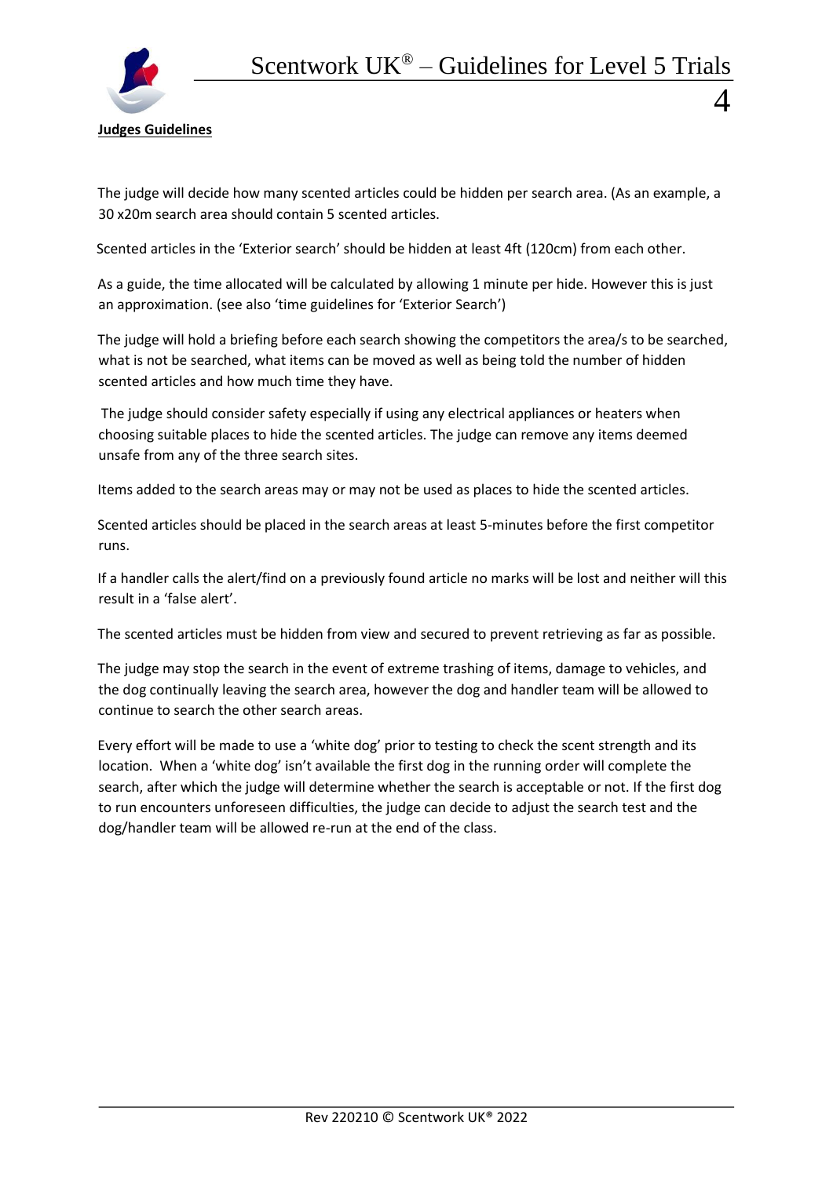**Judges Guidelines**

The judge will decide how many scented articles could be hidden per search area. (As an example, a 30 x20m search area should contain 5 scented articles.

Scented articles in the 'Exterior search' should be hidden at least 4ft (120cm) from each other.

As a guide, the time allocated will be calculated by allowing 1 minute per hide. However this is just an approximation. (see also 'time guidelines for 'Exterior Search')

The judge will hold a briefing before each search showing the competitors the area/s to be searched, what is not be searched, what items can be moved as well as being told the number of hidden scented articles and how much time they have.

The judge should consider safety especially if using any electrical appliances or heaters when choosing suitable places to hide the scented articles. The judge can remove any items deemed unsafe from any of the three search sites.

Items added to the search areas may or may not be used as places to hide the scented articles.

Scented articles should be placed in the search areas at least 5-minutes before the first competitor runs.

If a handler calls the alert/find on a previously found article no marks will be lost and neither will this result in a 'false alert'.

The scented articles must be hidden from view and secured to prevent retrieving as far as possible.

The judge may stop the search in the event of extreme trashing of items, damage to vehicles, and the dog continually leaving the search area, however the dog and handler team will be allowed to continue to search the other search areas.

Every effort will be made to use a 'white dog' prior to testing to check the scent strength and its location. When a 'white dog' isn't available the first dog in the running order will complete the search, after which the judge will determine whether the search is acceptable or not. If the first dog to run encounters unforeseen difficulties, the judge can decide to adjust the search test and the dog/handler team will be allowed re-run at the end of the class.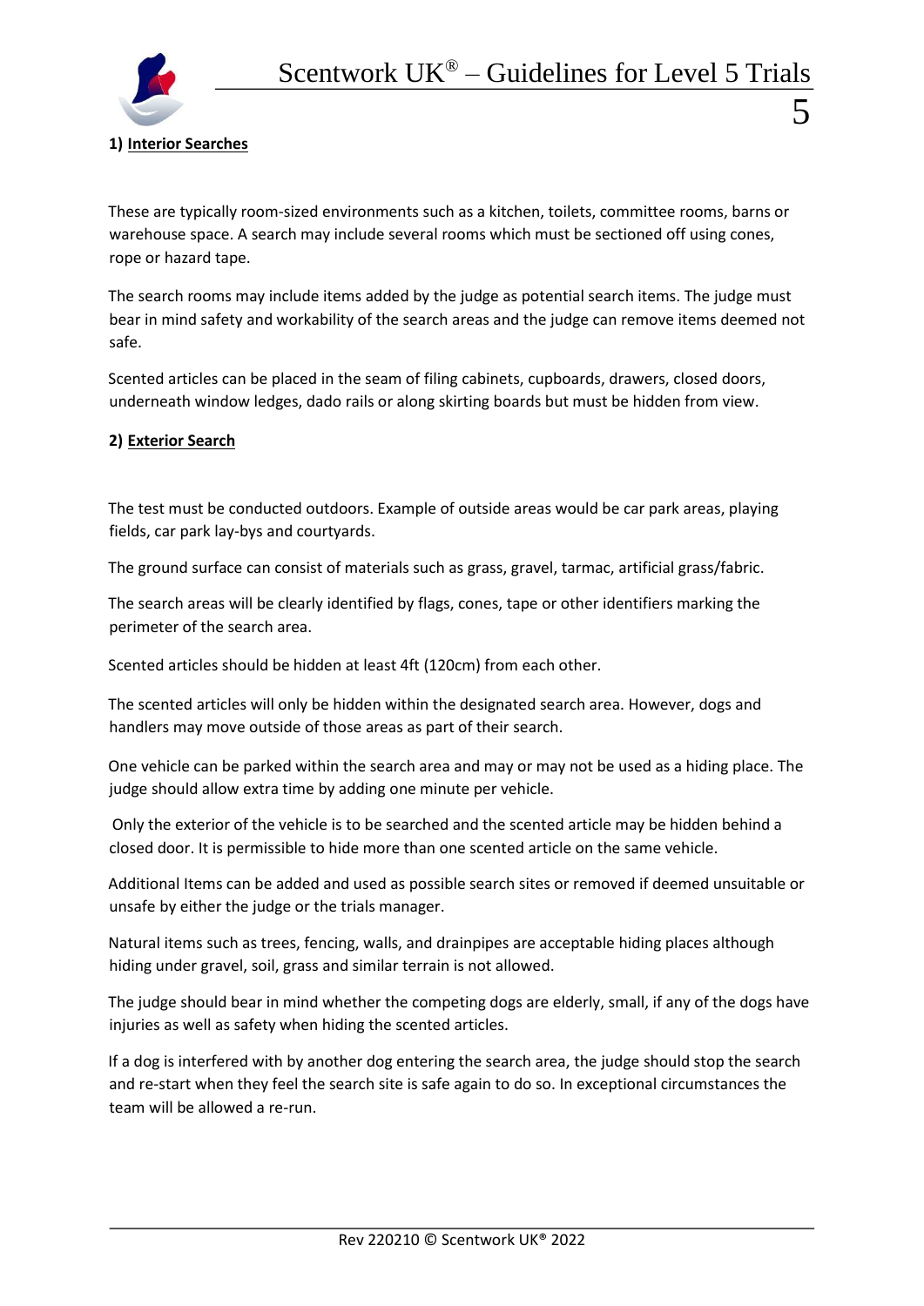**1) Interior Searches**

These are typically room-sized environments such as a kitchen, toilets, committee rooms, barns or warehouse space. A search may include several rooms which must be sectioned off using cones, rope or hazard tape.

The search rooms may include items added by the judge as potential search items. The judge must bear in mind safety and workability of the search areas and the judge can remove items deemed not safe.

Scented articles can be placed in the seam of filing cabinets, cupboards, drawers, closed doors, underneath window ledges, dado rails or along skirting boards but must be hidden from view.

**2) Exterior Search**

The test must be conducted outdoors. Example of outside areas would be car park areas, playing fields, car park lay-bys and courtyards.

The ground surface can consist of materials such as grass, gravel, tarmac, artificial grass/fabric.

The search areas will be clearly identified by flags, cones, tape or other identifiers marking the perimeter of the search area.

Scented articles should be hidden at least 4ft (120cm) from each other.

The scented articles will only be hidden within the designated search area. However, dogs and handlers may move outside of those areas as part of their search.

One vehicle can be parked within the search area and may or may not be used as a hiding place. The judge should allow extra time by adding one minute per vehicle.

Only the exterior of the vehicle is to be searched and the scented article may be hidden behind a closed door. It is permissible to hide more than one scented article on the same vehicle.

Additional Items can be added and used as possible search sites or removed if deemed unsuitable or unsafe by either the judge or the trials manager.

Natural items such as trees, fencing, walls, and drainpipes are acceptable hiding places although hiding under gravel, soil, grass and similar terrain is not allowed.

The judge should bear in mind whether the competing dogs are elderly, small, if any of the dogs have injuries as well as safety when hiding the scented articles.

If a dog is interfered with by another dog entering the search area, the judge should stop the search and re-start when they feel the search site is safe again to do so. In exceptional circumstances the team will be allowed a re-run.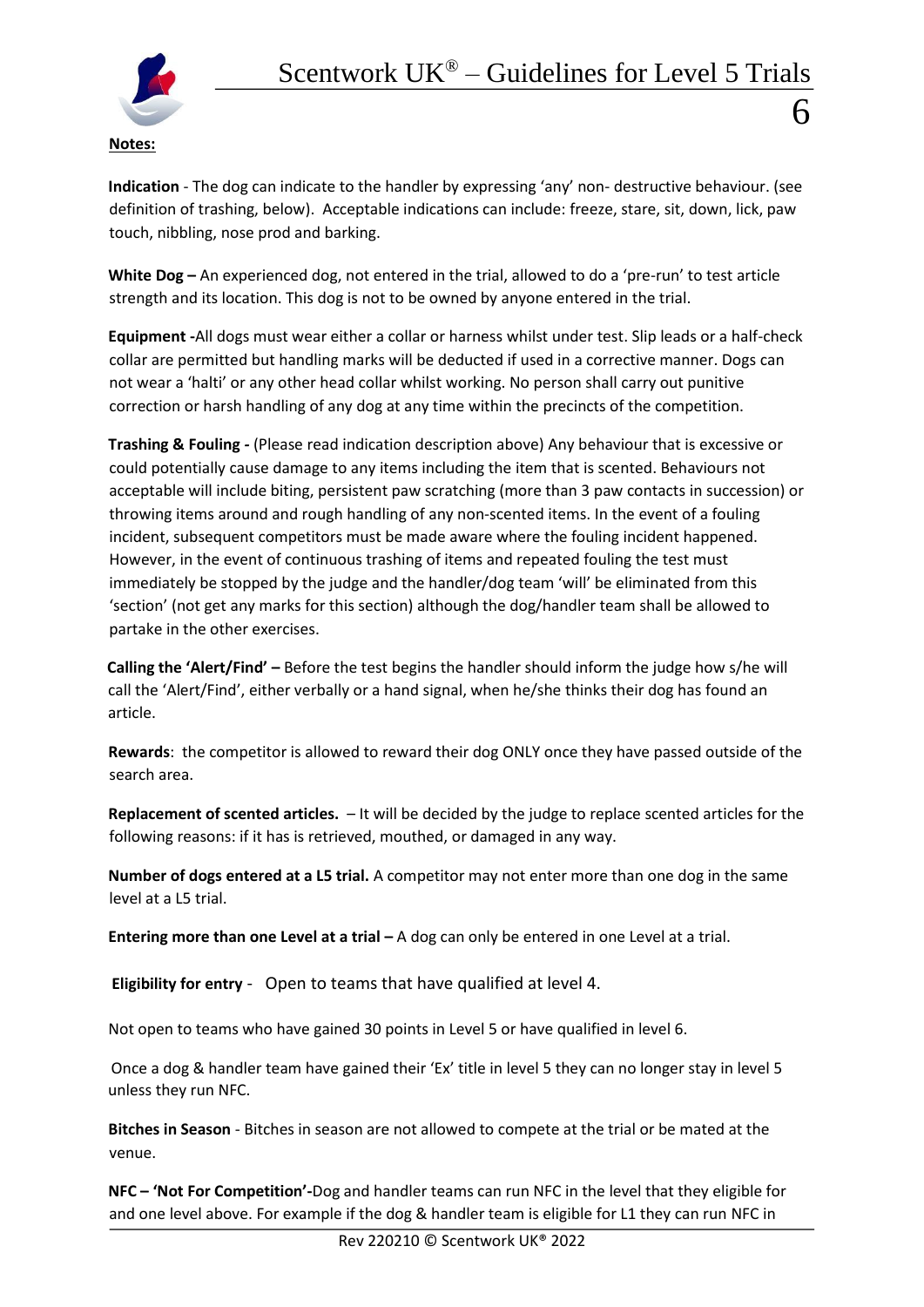**Notes:**

**Indication** - The dog can indicate to the handler by expressing 'any' non- destructive behaviour. (see definition of trashing, below). Acceptable indications can include: freeze, stare, sit, down, lick, paw touch, nibbling, nose prod and barking.

**White Dog –** An experienced dog, not entered in the trial, allowed to do a 'pre-run' to test article strength and its location. This dog is not to be owned by anyone entered in the trial.

**Equipment -**All dogs must wear either a collar or harness whilst under test. Slip leads or a half-check collar are permitted but handling marks will be deducted if used in a corrective manner. Dogs can not wear a 'halti' or any other head collar whilst working. No person shall carry out punitive correction or harsh handling of any dog at any time within the precincts of the competition.

**Trashing & Fouling -** (Please read indication description above) Any behaviour that is excessive or could potentially cause damage to any items including the item that is scented. Behaviours not acceptable will include biting, persistent paw scratching (more than 3 paw contacts in succession) or throwing items around and rough handling of any non-scented items. In the event of a fouling incident, subsequent competitors must be made aware where the fouling incident happened. However, in the event of continuous trashing of items and repeated fouling the test must immediately be stopped by the judge and the handler/dog team 'will' be eliminated from this 'section' (not get any marks for this section) although the dog/handler team shall be allowed to partake in the other exercises.

**Calling the 'Alert/Find' –** Before the test begins the handler should inform the judge how s/he will call the 'Alert/Find', either verbally or a hand signal, when he/she thinks their dog has found an article.

**Rewards**: the competitor is allowed to reward their dog ONLY once they have passed outside of the search area.

**Replacement of scented articles.** – It will be decided by the judge to replace scented articles for the following reasons: if it has is retrieved, mouthed, or damaged in any way.

**Number of dogs entered at a L5 trial.** A competitor may not enter more than one dog in the same level at a L5 trial.

**Entering more than one Level at a trial –** A dog can only be entered in one Level at a trial.

**Eligibility for entry** - Open to teams that have qualified at level 4.

Not open to teams who have gained 30 points in Level 5 or have qualified in level 6.

Once a dog & handler team have gained their 'Ex' title in level 5 they can no longer stay in level 5 unless they run NFC.

**Bitches in Season** - Bitches in season are not allowed to compete at the trial or be mated at the venue.

**NFC – 'Not For Competition'-**Dog and handler teams can run NFC in the level that they eligible for and one level above. For example if the dog & handler team is eligible for L1 they can run NFC in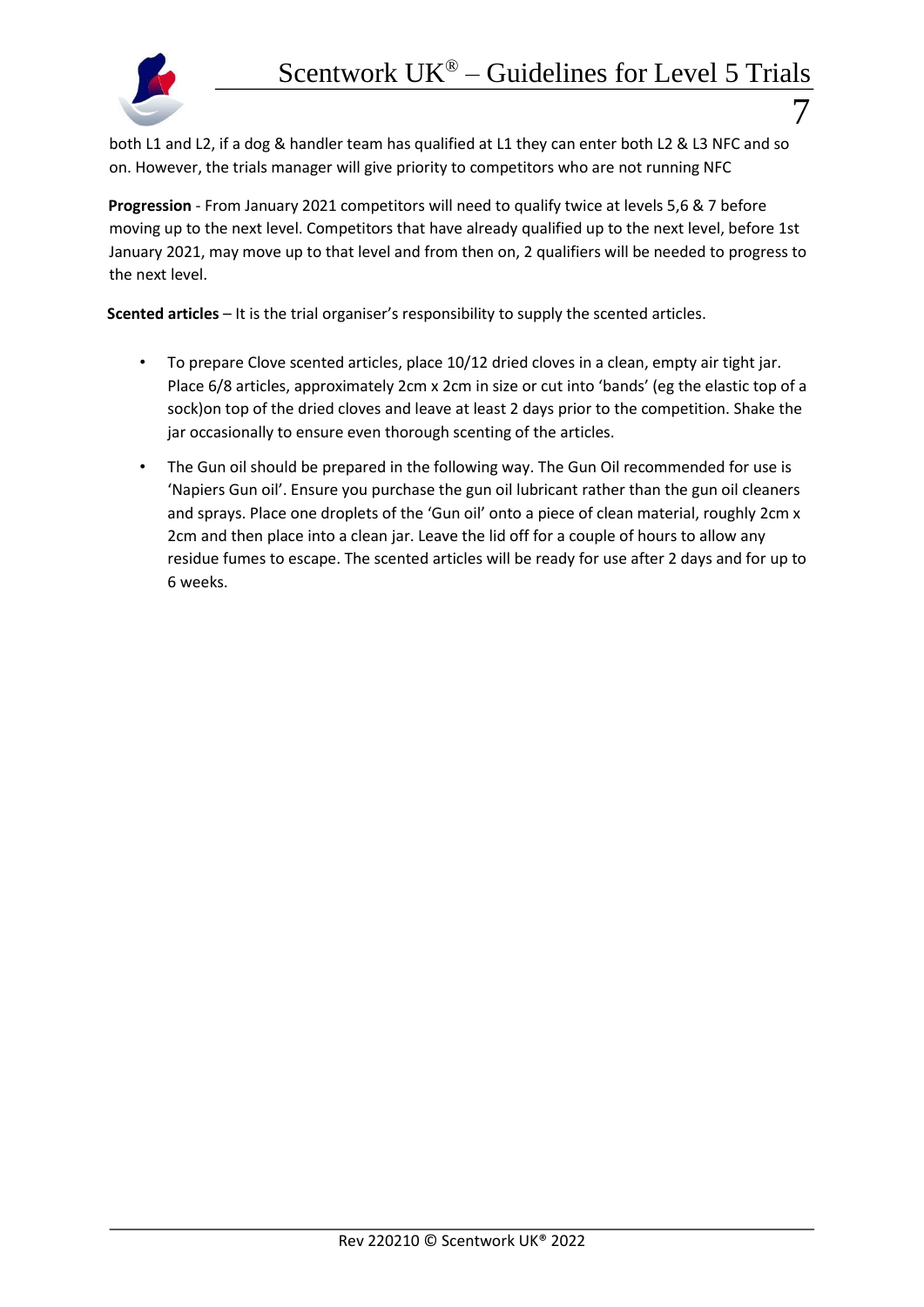both L1 and L2, if a dog & handler team has qualified at L1 they can enter both L2 & L3 NFC and so on. However, the trials manager will give priority to competitors who are not running NFC

**Progression** - From January 2021 competitors will need to qualify twice at levels 5,6 & 7 before moving up to the next level. Competitors that have already qualified up to the next level, before 1st January 2021, may move up to that level and from then on, 2 qualifiers will be needed to progress to the next level.

**Scented articles** – It is the trial organiser's responsibility to supply the scented articles.

- To prepare Clove scented articles, place 10/12 dried cloves in a clean, empty air tight jar. Place 6/8 articles, approximately 2cm x 2cm in size or cut into 'bands' (eg the elastic top of a sock)on top of the dried cloves and leave at least 2 days prior to the competition. Shake the jar occasionally to ensure even thorough scenting of the articles.
- The Gun oil should be prepared in the following way. The Gun Oil recommended for use is 'Napiers Gun oil'. Ensure you purchase the gun oil lubricant rather than the gun oil cleaners and sprays. Place one droplets of the 'Gun oil' onto a piece of clean material, roughly 2cm x 2cm and then place into a clean jar. Leave the lid off for a couple of hours to allow any residue fumes to escape. The scented articles will be ready for use after 2 days and for up to 6 weeks.